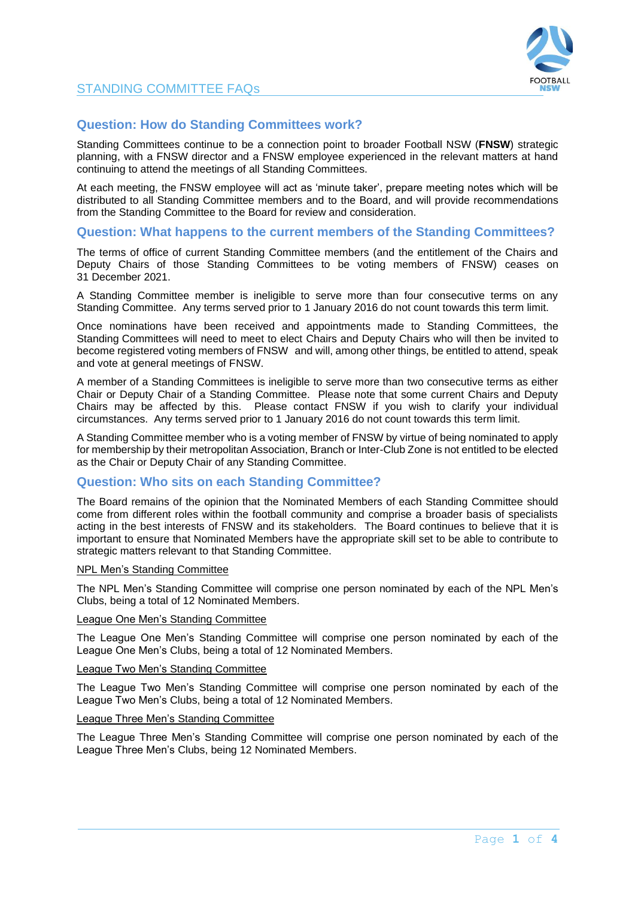# STANDING COMMITTEE FAQs

## Question: How do Standing Committees work?

Standing Committees continue to be a connection point to broader Football NSW (**FNSW**) strategic planning, with a FNSW director and a FNSW employee experienced in the relevant matters at hand continuing to attend the meetings of all Standing Committees.

At each meeting, the FNSW employee will act as 'minute taker', prepare meeting notes which will be distributed to all Standing Committee members and to the Board, and will provide recommendations from the Standing Committee to the Board for review and consideration.

## Question: What happens to the current members of the Standing Committees?

The terms of office of current Standing Committee members (and the entitlement of the Chairs and Deputy Chairs of those Standing Committees to be voting members of FNSW) ceases on 31 December 2021.

A Standing Committee member is ineligible to serve more than four consecutive terms on any Standing Committee. Any terms served prior to 1 January 2016 do not count towards this term limit.

Once nominations have been received and appointments made to Standing Committees, the Standing Committees will need to meet to elect Chairs and Deputy Chairs who will then be invited to become registered voting members of FNSW and will, among other things, be entitled to attend, speak and vote at general meetings of FNSW.

A member of a Standing Committees is ineligible to serve more than two consecutive terms as either Chair or Deputy Chair of a Standing Committee. Please note that some current Chairs and Deputy Chairs may be affected by this. Please contact FNSW if you wish to clarify your individual circumstances. Any terms served prior to 1 January 2016 do not count towards this term limit.

A Standing Committee member who is a voting member of FNSW by virtue of being nominated to apply for membership by their metropolitan Association, Branch or Inter-Club Zone is not entitled to be elected as the Chair or Deputy Chair of any Standing Committee.

## Question: Who sits on each Standing Committee?

The Board remains of the opinion that the Nominated Members of each Standing Committee should come from different roles within the football community and comprise a broader basis of specialists acting in the best interests of FNSW and its stakeholders. The Board continues to believe that it is important to ensure that Nominated Members have the appropriate skill set to be able to contribute to strategic matters relevant to that Standing Committee.

NPL Men's Standing Committee

The NPL Men's Standing Committee will comprise one person nominated by each of the NPL Men's Clubs, being a total of 12 Nominated Members.

League One Men's Standing Committee

The League One Men's Standing Committee will comprise one person nominated by each of the League One Men's Clubs, being a total of 12 Nominated Members.

League Two Men's Standing Committee

The League Two Men's Standing Committee will comprise one person nominated by each of the League Two Men's Clubs, being a total of 12 Nominated Members.

League Three Men's Standing Committee

The League Three Men's Standing Committee will comprise one person nominated by each of the League Three Men's Clubs, being 12 Nominated Members.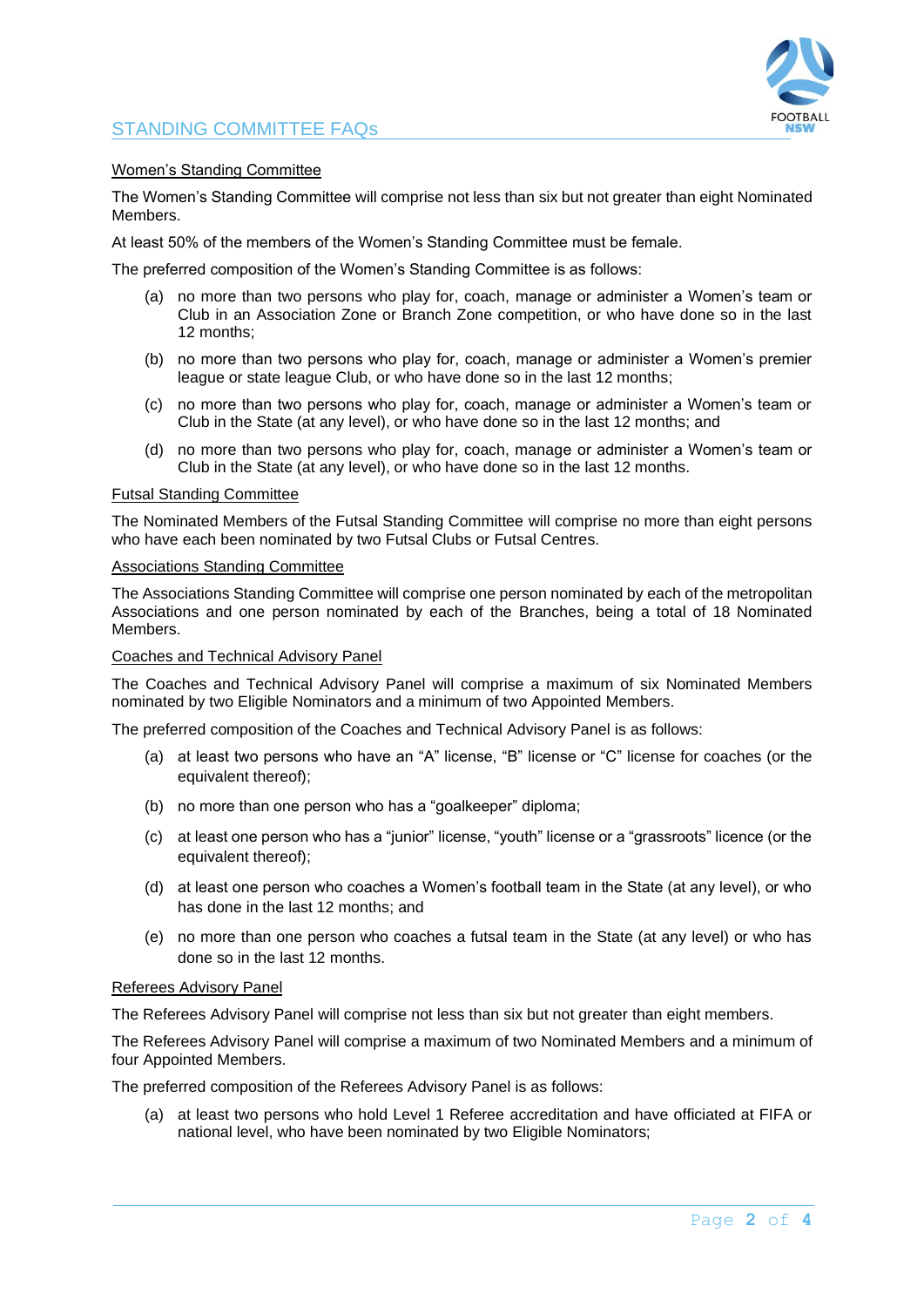## STANDING COMMITTEE FAQs

Women's Standing Committee

The Women's Standing Committee will comprise not less than six but not greater than eight Nominated Members.

At least 50% of the members of the Women's Standing Committee must be female.

The preferred composition of the Women's Standing Committee is as follows:

(a) no more than two persons who play for, coach, manage or administer a Women's team or Club in an Association Zone or Branch Zone competition, or who have done so in the last 12 months;

(b) no more than two persons who play for, coach, manage or administer a Women's premier league or state league Club, or who have done so in the last 12 months;

(c) no more than two persons who play for, coach, manage or administer a Women's team or Club in the State (at any level), or who have done so in the last 12 months; and

(d) no more than two persons who play for, coach, manage or administer a Women's team or Club in the State (at any level), or who have done so in the last 12 months.

Futsal Standing Committee

The Nominated Members of the Futsal Standing Committee will comprise no more than eight persons who have each been nominated by two Futsal Clubs or Futsal Centres.

Associations Standing Committee

The Associations Standing Committee will comprise one person nominated by each of the metropolitan Associations and one person nominated by each of the Branches, being a total of 18 Nominated Members.

Coaches and Technical Advisory Panel

The Coaches and Technical Advisory Panel will comprise a maximum of six Nominated Members nominated by two Eligible Nominators and a minimum of two Appointed Members.

The preferred composition of the Coaches and Technical Advisory Panel is as follows:

(a) at least two persons who have an "A" license, "B" license or "C" license for coaches (or the equivalent thereof);

(b) no more than one person who has a "goalkeeper" diploma;

(c) at least one person who has a "junior" license, "youth" license or a "grassroots" licence (or the equivalent thereof);

(d) at least one person who coaches a Women's football team in the State (at any level), or who has done in the last 12 months; and

(e) no more than one person who coaches a futsal team in the State (at any level) or who has done so in the last 12 months.

Referees Advisory Panel

The Referees Advisory Panel will comprise not less than six but not greater than eight members.

The Referees Advisory Panel will comprise a maximum of two Nominated Members and a minimum of four Appointed Members.

The preferred composition of the Referees Advisory Panel is as follows:

(a) at least two persons who hold Level 1 Referee accreditation and have officiated at FIFA or national level, who have been nominated by two Eligible Nominators;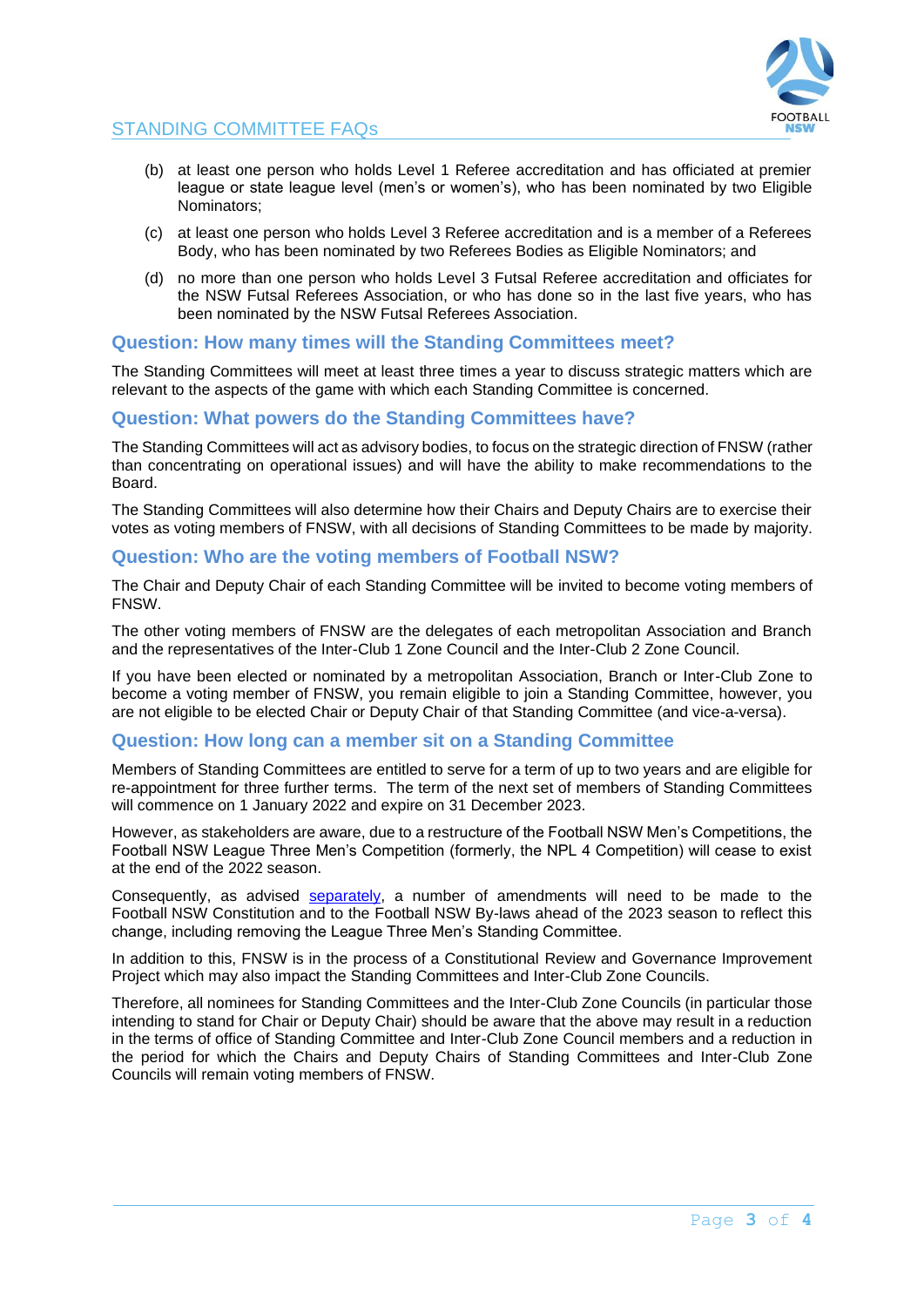(b) at least one person who holds Level 1 Referee accreditation and has officiated at premier league or state league level (men's or women's), who has been nominated by two Eligible Nominators;

(c) at least one person who holds Level 3 Referee accreditation and is a member of a Referees Body, who has been nominated by two Referees Bodies as Eligible Nominators; and

(d) no more than one person who holds Level 3 Futsal Referee accreditation and officiates for the NSW Futsal Referees Association, or who has done so in the last five years, who has been nominated by the NSW Futsal Referees Association.

## Question: How many times will the Standing Committees meet?

The Standing Committees will meet at least three times a year to discuss strategic matters which are relevant to the aspects of the game with which each Standing Committee is concerned.

## Question: What powers do the Standing Committees have?

The Standing Committees will act as advisory bodies, to focus on the strategic direction of FNSW (rather than concentrating on operational issues) and will have the ability to make recommendations to the Board.

The Standing Committees will also determine how their Chairs and Deputy Chairs are to exercise their votes as voting members of FNSW, with all decisions of Standing Committees to be made by majority.

## Question: Who are the voting members of Football NSW?

The Chair and Deputy Chair of each Standing Committee will be invited to become voting members of FNSW.

The other voting members of FNSW are the delegates of each metropolitan Association and Branch and the representatives of the Inter-Club 1 Zone Council and the Inter-Club 2 Zone Council.

If you have been elected or nominated by a metropolitan Association, Branch or Inter-Club Zone to become a voting member of FNSW, you remain eligible to join a Standing Committee, however, you are not eligible to be elected Chair or Deputy Chair of that Standing Committee (and vice-a-versa).

## Question: How long can a member sit on a Standing Committee

Members of Standing Committees are entitled to serve for a term of up to two years and are eligible for re-appointment for three further terms. The term of the next set of members of Standing Committees will commence on 1 January 2022 and expire on 31 December 2023.

However, as stakeholders are aware, due to a restructure of the Football NSW Men's Competitions, the Football NSW League Three Men's Competition (formerly, the NPL 4 Competition) will cease to exist at the end of the 2022 season.

Consequently, as advised separately, a number of amendments will need to be made to the Football NSW Constitution and to the Football NSW By-laws ahead of the 2023 season to reflect this change, including removing the League Three Men's Standing Committee.

In addition to this, FNSW is in the process of a Constitutional Review and Governance Improvement Project which may also impact the Standing Committees and Inter-Club Zone Councils.

Therefore, all nominees for Standing Committees and the Inter-Club Zone Councils (in particular those intending to stand for Chair or Deputy Chair) should be aware that the above may result in a reduction in the terms of office of Standing Committee and Inter-Club Zone Council members and a reduction in the period for which the Chairs and Deputy Chairs of Standing Committees and Inter-Club Zone Councils will remain voting members of FNSW.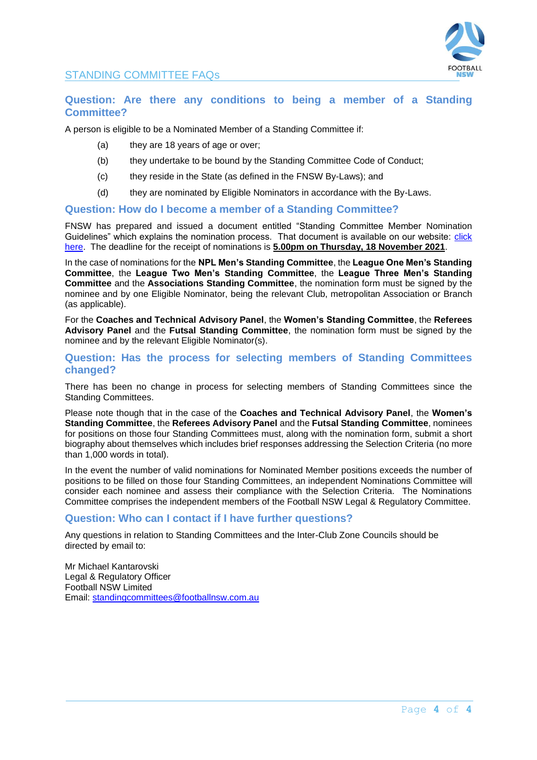## Question: Are there any conditions to being a member of a Standing Committee?

A person is eligible to be a Nominated Member of a Standing Committee if:

(a) they are 18 years of age or over;

(b) they undertake to be bound by the Standing Committee Code of Conduct;

(c) they reside in the State (as defined in the FNSW By-Laws); and

(d) they are nominated by Eligible Nominators in accordance with the By-Laws.

## Question: How do I become a member of a Standing Committee?

FNSW has prepared and issued a document entitled "Standing Committee Member Nomination Guidelines" which explains the nomination process. That document is available on our website: click here. The deadline for the receipt of nominations is **5.00pm on Thursday, 18 November 2021**.

In the case of nominations for the **NPL Men's Standing Committee**, the **League One Men's Standing Committee**, the **League Two Men's Standing Committee**, the **League Three Men's Standing Committee** and the **Associations Standing Committee**, the nomination form must be signed by the nominee and by one Eligible Nominator, being the relevant Club, metropolitan Association or Branch (as applicable).

For the **Coaches and Technical Advisory Panel**, the **Women's Standing Committee**, the **Referees Advisory Panel** and the **Futsal Standing Committee**, the nomination form must be signed by the nominee and by the relevant Eligible Nominator(s).

## Question: Has the process for selecting members of Standing Committees changed?

There has been no change in process for selecting members of Standing Committees since the Standing Committees.

Please note though that in the case of the **Coaches and Technical Advisory Panel**, the **Women's Standing Committee**, the **Referees Advisory Panel** and the **Futsal Standing Committee**, nominees for positions on those four Standing Committees must, along with the nomination form, submit a short biography about themselves which includes brief responses addressing the Selection Criteria (no more than 1,000 words in total).

In the event the number of valid nominations for Nominated Member positions exceeds the number of positions to be filled on those four Standing Committees, an independent Nominations Committee will consider each nominee and assess their compliance with the Selection Criteria. The Nominations Committee comprises the independent members of the Football NSW Legal & Regulatory Committee.

## Question: Who can I contact if I have further questions?

Any questions in relation to Standing Committees and the Inter-Club Zone Councils should be directed by email to:

Mr Michael Kantarovski
Legal & Regulatory Officer
Football NSW Limited
Email: standingcommittees@footballnsw.com.au